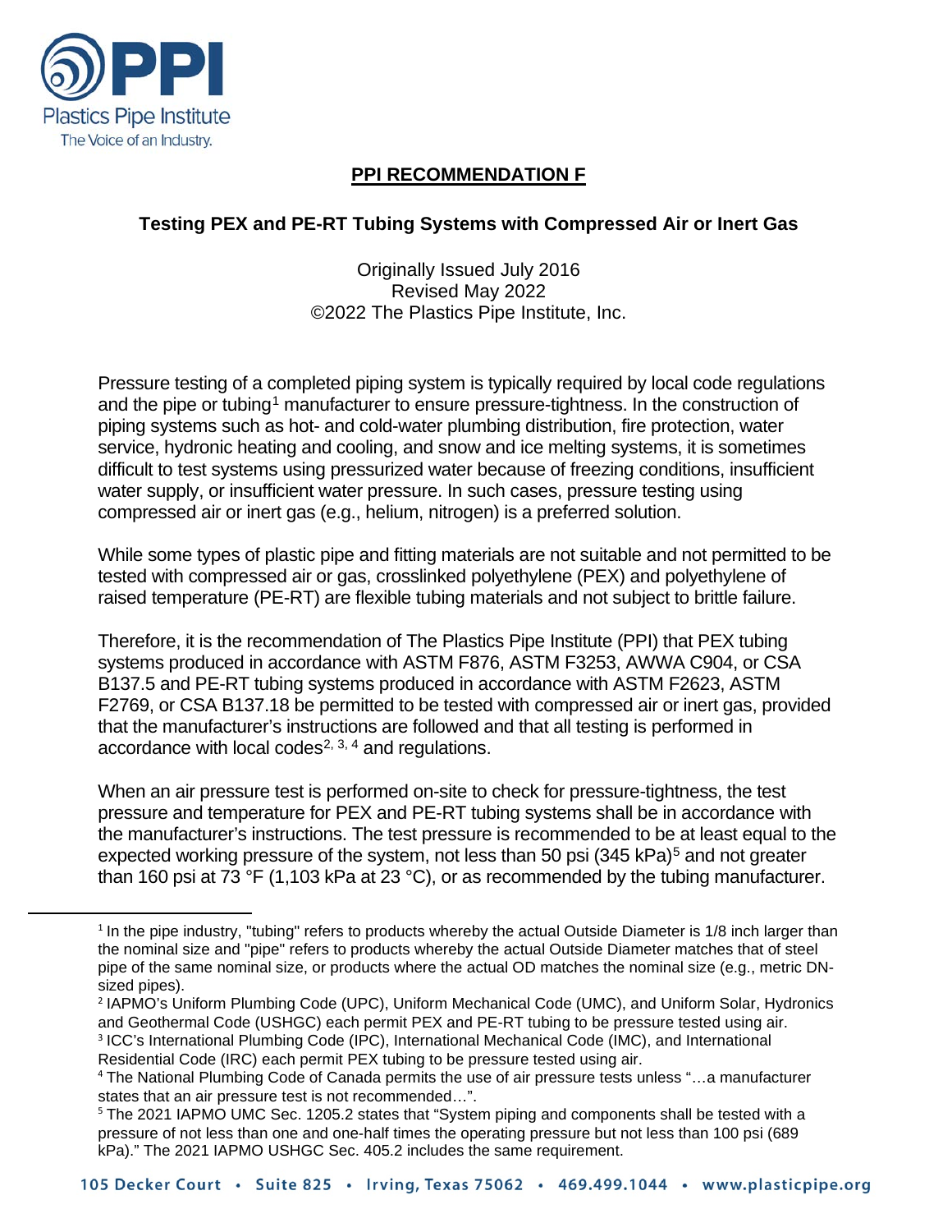Plastics Pipe Institute
The Voice of an Industry.

# PPI RECOMMENDATION F

## Testing PEX and PE-RT Tubing Systems with Compressed Air or Inert Gas

Originally Issued July 2016
Revised May 2022
©2022 The Plastics Pipe Institute, Inc.

Pressure testing of a completed piping system is typically required by local code regulations and the pipe or tubing[1] manufacturer to ensure pressure-tightness. In the construction of piping systems such as hot- and cold-water plumbing distribution, fire protection, water service, hydronic heating and cooling, and snow and ice melting systems, it is sometimes difficult to test systems using pressurized water because of freezing conditions, insufficient water supply, or insufficient water pressure. In such cases, pressure testing using compressed air or inert gas (e.g., helium, nitrogen) is a preferred solution.

While some types of plastic pipe and fitting materials are not suitable and not permitted to be tested with compressed air or gas, crosslinked polyethylene (PEX) and polyethylene of raised temperature (PE-RT) are flexible tubing materials and not subject to brittle failure.

Therefore, it is the recommendation of The Plastics Pipe Institute (PPI) that PEX tubing systems produced in accordance with ASTM F876, ASTM F3253, AWWA C904, or CSA B137.5 and PE-RT tubing systems produced in accordance with ASTM F2623, ASTM F2769, or CSA B137.18 be permitted to be tested with compressed air or inert gas, provided that the manufacturer's instructions are followed and that all testing is performed in accordance with local codes[2, 3, 4] and regulations.

When an air pressure test is performed on-site to check for pressure-tightness, the test pressure and temperature for PEX and PE-RT tubing systems shall be in accordance with the manufacturer's instructions. The test pressure is recommended to be at least equal to the expected working pressure of the system, not less than 50 psi (345 kPa)[5] and not greater than 160 psi at 73 °F (1,103 kPa at 23 °C), or as recommended by the tubing manufacturer.

---

[1] In the pipe industry, "tubing" refers to products whereby the actual Outside Diameter is 1/8 inch larger than the nominal size and "pipe" refers to products whereby the actual Outside Diameter matches that of steel pipe of the same nominal size, or products where the actual OD matches the nominal size (e.g., metric DN-sized pipes).

[2] IAPMO's Uniform Plumbing Code (UPC), Uniform Mechanical Code (UMC), and Uniform Solar, Hydronics and Geothermal Code (USHGC) each permit PEX and PE-RT tubing to be pressure tested using air.

[3] ICC's International Plumbing Code (IPC), International Mechanical Code (IMC), and International Residential Code (IRC) each permit PEX tubing to be pressure tested using air.

[4] The National Plumbing Code of Canada permits the use of air pressure tests unless "…a manufacturer states that an air pressure test is not recommended…".

[5] The 2021 IAPMO UMC Sec. 1205.2 states that "System piping and components shall be tested with a pressure of not less than one and one-half times the operating pressure but not less than 100 psi (689 kPa)." The 2021 IAPMO USHGC Sec. 405.2 includes the same requirement.

105 Decker Court • Suite 825 • Irving, Texas 75062 • 469.499.1044 • www.plasticpipe.org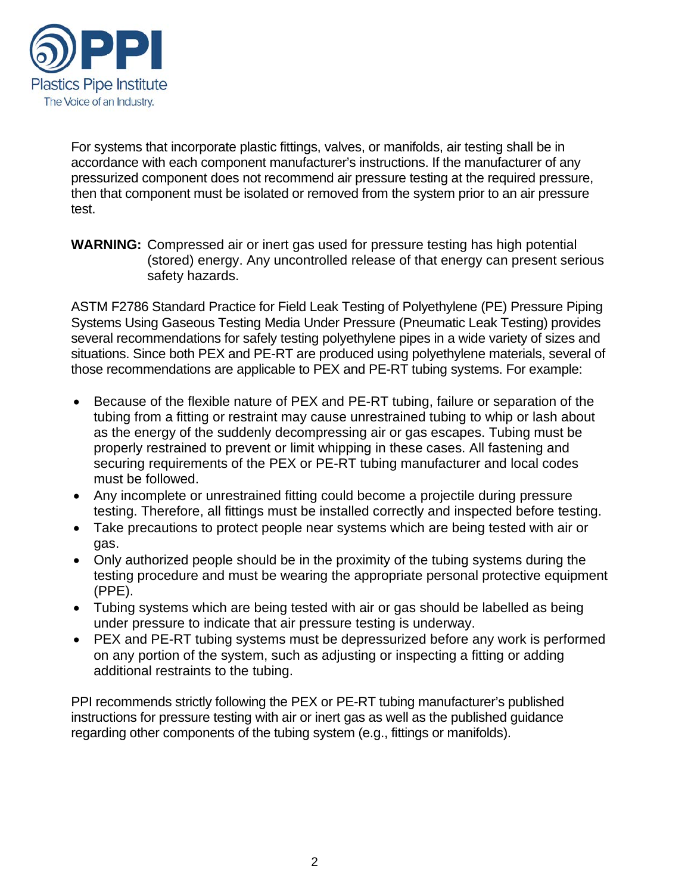For systems that incorporate plastic fittings, valves, or manifolds, air testing shall be in accordance with each component manufacturer's instructions. If the manufacturer of any pressurized component does not recommend air pressure testing at the required pressure, then that component must be isolated or removed from the system prior to an air pressure test.

**WARNING:** Compressed air or inert gas used for pressure testing has high potential (stored) energy. Any uncontrolled release of that energy can present serious safety hazards.

ASTM F2786 Standard Practice for Field Leak Testing of Polyethylene (PE) Pressure Piping Systems Using Gaseous Testing Media Under Pressure (Pneumatic Leak Testing) provides several recommendations for safely testing polyethylene pipes in a wide variety of sizes and situations. Since both PEX and PE-RT are produced using polyethylene materials, several of those recommendations are applicable to PEX and PE-RT tubing systems. For example:

- Because of the flexible nature of PEX and PE-RT tubing, failure or separation of the tubing from a fitting or restraint may cause unrestrained tubing to whip or lash about as the energy of the suddenly decompressing air or gas escapes. Tubing must be properly restrained to prevent or limit whipping in these cases. All fastening and securing requirements of the PEX or PE-RT tubing manufacturer and local codes must be followed.
- Any incomplete or unrestrained fitting could become a projectile during pressure testing. Therefore, all fittings must be installed correctly and inspected before testing.
- Take precautions to protect people near systems which are being tested with air or gas.
- Only authorized people should be in the proximity of the tubing systems during the testing procedure and must be wearing the appropriate personal protective equipment (PPE).
- Tubing systems which are being tested with air or gas should be labelled as being under pressure to indicate that air pressure testing is underway.
- PEX and PE-RT tubing systems must be depressurized before any work is performed on any portion of the system, such as adjusting or inspecting a fitting or adding additional restraints to the tubing.

PPI recommends strictly following the PEX or PE-RT tubing manufacturer's published instructions for pressure testing with air or inert gas as well as the published guidance regarding other components of the tubing system (e.g., fittings or manifolds).